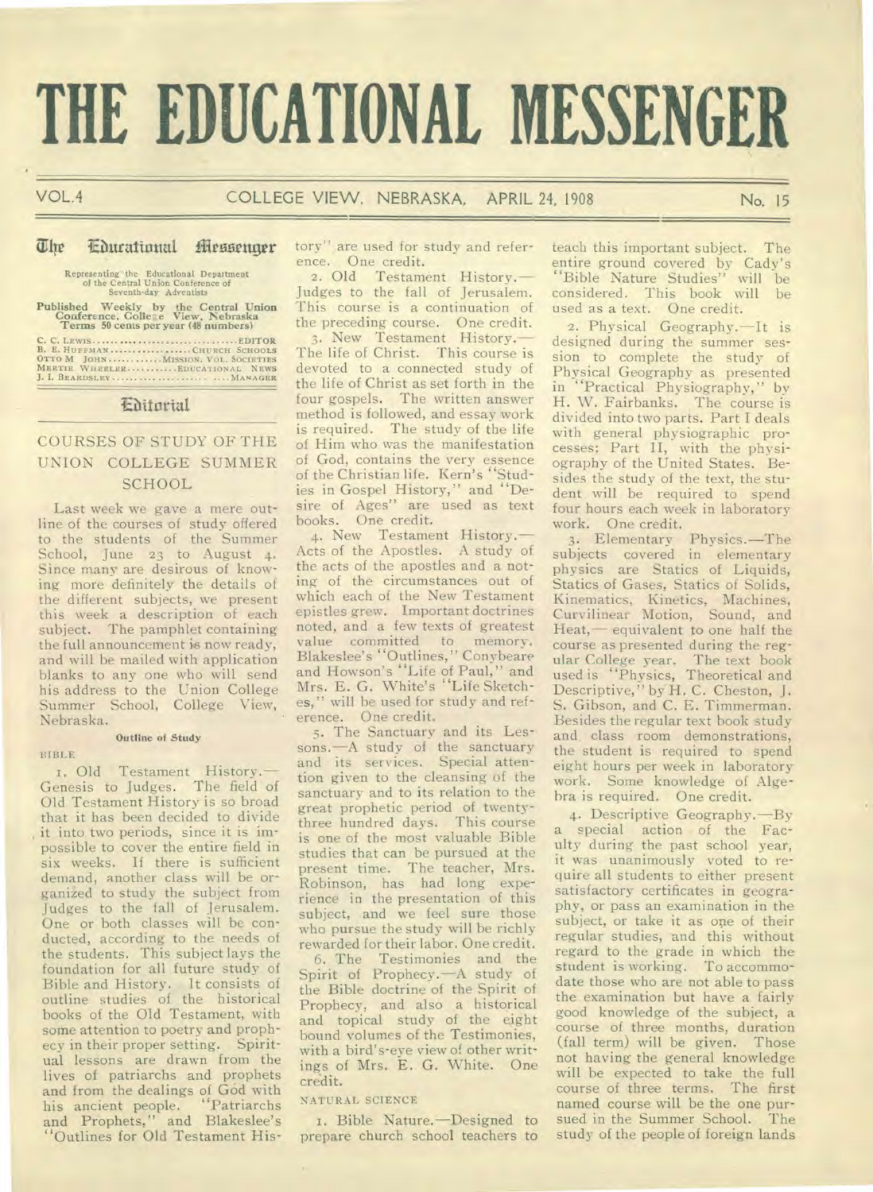# THE EDUCATIONAL MESSENGER

VOL. 4 COLLEGE VIEW, NEBRASKA, APRIL 24, 1908 No. 15

## The Educational Messenger

Representing the Educational Department of the Central Union Conference of Seventh-day Adventists

Published Weekly by the Central Union Conference, College View, Nebraska
Terms 50 cents per year (48 numbers)

C. C. LEWIS .......... EDITOR
B. E. HUFFMAN .......... CHURCH SCHOOLS
OTTO M JOHN .......... MISSION. VOL. SOCIETIES
MERTIE WHEELER .......... EDUCATIONAL NEWS
J. I. BEARDSLEY .......... MANAGER

## Editorial

### COURSES OF STUDY OF THE UNION COLLEGE SUMMER SCHOOL

Last week we gave a mere outline of the courses of study offered to the students of the Summer School, June 23 to August 4. Since many are desirous of knowing more definitely the details of the different subjects, we present this week a description of each subject. The pamphlet containing the full announcement is now ready, and will be mailed with application blanks to any one who will send his address to the Union College Summer School, College View, Nebraska.

#### Outline of Study

BIBLE

1. Old Testament History.—Genesis to Judges. The field of Old Testament History is so broad that it has been decided to divide it into two periods, since it is impossible to cover the entire field in six weeks. If there is sufficient demand, another class will be organized to study the subject from Judges to the fall of Jerusalem. One or both classes will be conducted, according to the needs of the students. This subject lays the foundation for all future study of Bible and History. It consists of outline studies of the historical books of the Old Testament, with some attention to poetry and prophecy in their proper setting. Spiritual lessons are drawn from the lives of patriarchs and prophets and from the dealings of God with his ancient people. "Patriarchs and Prophets," and Blakeslee's "Outlines for Old Testament History" are used for study and reference. One credit.

2. Old Testament History.—Judges to the fall of Jerusalem. This course is a continuation of the preceding course. One credit.

3. New Testament History.—The life of Christ. This course is devoted to a connected study of the life of Christ as set forth in the four gospels. The written answer method is followed, and essay work is required. The study of the life of Him who was the manifestation of God, contains the very essence of the Christian life. Kern's "Studies in Gospel History," and "Desire of Ages" are used as text books. One credit.

4. New Testament History.—Acts of the Apostles. A study of the acts of the apostles and a noting of the circumstances out of which each of the New Testament epistles grew. Important doctrines noted, and a few texts of greatest value committed to memory. Blakeslee's "Outlines," Conybeare and Howson's "Life of Paul," and Mrs. E. G. White's "Life Sketches," will be used for study and reference. One credit.

5. The Sanctuary and its Lessons.—A study of the sanctuary and its services. Special attention given to the cleansing of the sanctuary and to its relation to the great prophetic period of twenty-three hundred days. This course is one of the most valuable Bible studies that can be pursued at the present time. The teacher, Mrs. Robinson, has had long experience in the presentation of this subject, and we feel sure those who pursue the study will be richly rewarded for their labor. One credit.

6. The Testimonies and the Spirit of Prophecy.—A study of the Bible doctrine of the Spirit of Prophecy, and also a historical and topical study of the eight bound volumes of the Testimonies, with a bird's-eye view of other writings of Mrs. E. G. White. One credit.

NATURAL SCIENCE

1. Bible Nature.—Designed to prepare church school teachers to teach this important subject. The entire ground covered by Cady's "Bible Nature Studies" will be considered. This book will be used as a text. One credit.

2. Physical Geography.—It is designed during the summer session to complete the study of Physical Geography as presented in "Practical Physiography," by H. W. Fairbanks. The course is divided into two parts. Part I deals with general physiographic processes; Part II, with the physiography of the United States. Besides the study of the text, the student will be required to spend four hours each week in laboratory work. One credit.

3. Elementary Physics.—The subjects covered in elementary physics are Statics of Liquids, Statics of Gases, Statics of Solids, Kinematics, Kinetics, Machines, Curvilinear Motion, Sound, and Heat,—equivalent to one half the course as presented during the regular College year. The text book used is "Physics, Theoretical and Descriptive," by H. C. Cheston, J. S. Gibson, and C. E. Timmerman. Besides the regular text book study and class room demonstrations, the student is required to spend eight hours per week in laboratory work. Some knowledge of Algebra is required. One credit.

4. Descriptive Geography.—By a special action of the Faculty during the past school year, it was unanimously voted to require all students to either present satisfactory certificates in geography, or pass an examination in the subject, or take it as one of their regular studies, and this without regard to the grade in which the student is working. To accommodate those who are not able to pass the examination but have a fairly good knowledge of the subject, a course of three months, duration (fall term) will be given. Those not having the general knowledge will be expected to take the full course of three terms. The first named course will be the one pursued in the Summer School. The study of the people of foreign lands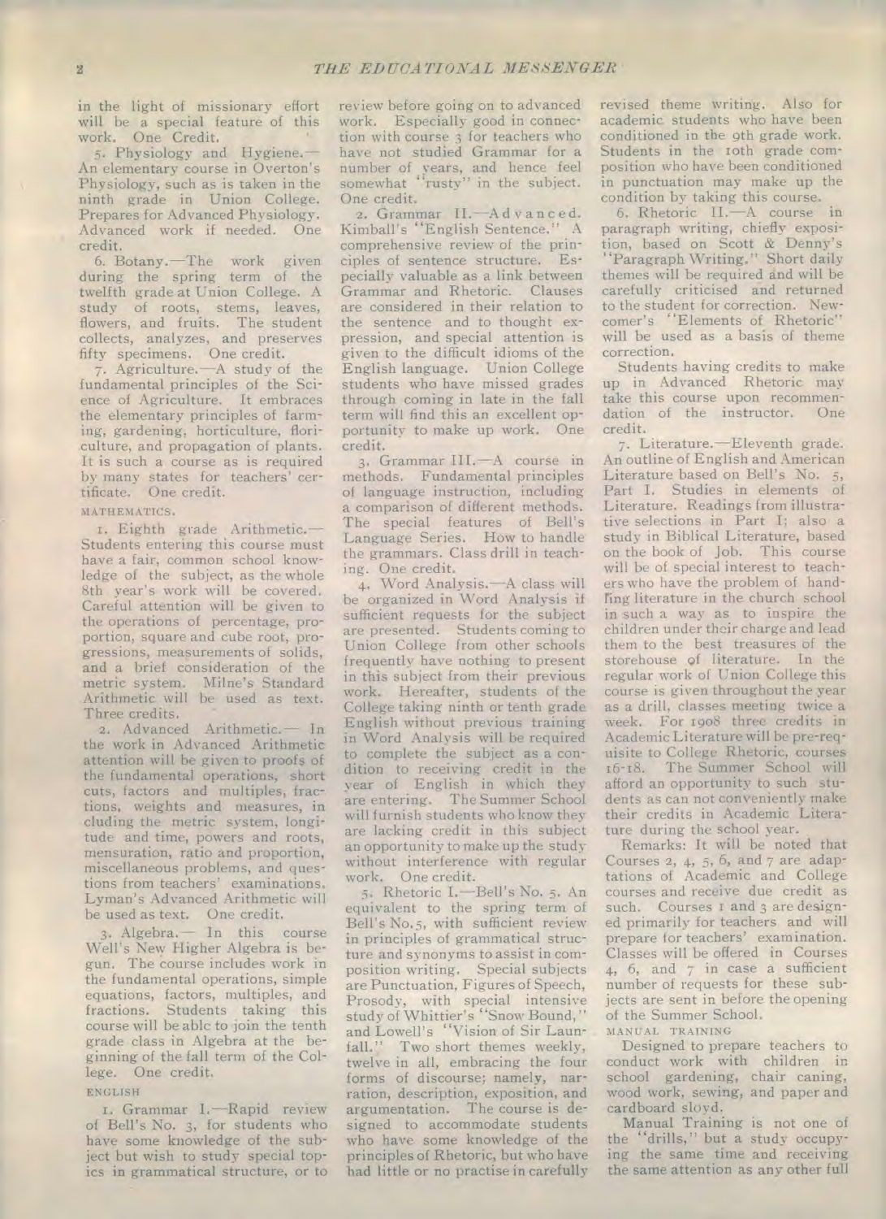in the light of missionary effort will be a special feature of this work. One Credit.

5. Physiology and Hygiene.—An elementary course in Overton's Physiology, such as is taken in the ninth grade in Union College. Prepares for Advanced Physiology. Advanced work if needed. One credit.

6. Botany.—The work given during the spring term of the twelfth grade at Union College. A study of roots, stems, leaves, flowers, and fruits. The student collects, analyzes, and preserves fifty specimens. One credit.

7. Agriculture.—A study of the fundamental principles of the Science of Agriculture. It embraces the elementary principles of farming, gardening, horticulture, floriculture, and propagation of plants. It is such a course as is required by many states for teachers' certificate. One credit.

### MATHEMATICS.

1. Eighth grade Arithmetic.—Students entering this course must have a fair, common school knowledge of the subject, as the whole 8th year's work will be covered. Careful attention will be given to the operations of percentage, proportion, square and cube root, progressions, measurements of solids, and a brief consideration of the metric system. Milne's Standard Arithmetic will be used as text. Three credits.

2. Advanced Arithmetic.— In the work in Advanced Arithmetic attention will be given to proofs of the fundamental operations, short cuts, factors and multiples, fractions, weights and measures, including the metric system, longitude and time, powers and roots, mensuration, ratio and proportion, miscellaneous problems, and questions from teachers' examinations. Lyman's Advanced Arithmetic will be used as text. One credit.

3. Algebra.— In this course Well's New Higher Algebra is begun. The course includes work in the fundamental operations, simple equations, factors, multiples, and fractions. Students taking this course will be able to join the tenth grade class in Algebra at the beginning of the fall term of the College. One credit.

### ENGLISH

1. Grammar I.—Rapid review of Bell's No. 3, for students who have some knowledge of the subject but wish to study special topics in grammatical structure, or to review before going on to advanced work. Especially good in connection with course 3 for teachers who have not studied Grammar for a number of years, and hence feel somewhat "rusty" in the subject. One credit.

2. Grammar II.—Advanced. Kimball's "English Sentence." A comprehensive review of the principles of sentence structure. Especially valuable as a link between Grammar and Rhetoric. Clauses are considered in their relation to the sentence and to thought expression, and special attention is given to the difficult idioms of the English language. Union College students who have missed grades through coming in late in the fall term will find this an excellent opportunity to make up work. One credit.

3. Grammar III.—A course in methods. Fundamental principles of language instruction, including a comparison of different methods. The special features of Bell's Language Series. How to handle the grammars. Class drill in teaching. One credit.

4. Word Analysis.—A class will be organized in Word Analysis if sufficient requests for the subject are presented. Students coming to Union College from other schools frequently have nothing to present in this subject from their previous work. Hereafter, students of the College taking ninth or tenth grade English without previous training in Word Analysis will be required to complete the subject as a condition to receiving credit in the year of English in which they are entering. The Summer School will furnish students who know they are lacking credit in this subject an opportunity to make up the study without interference with regular work. One credit.

5. Rhetoric I.—Bell's No. 5. An equivalent to the spring term of Bell's No. 5, with sufficient review in principles of grammatical structure and synonyms to assist in composition writing. Special subjects are Punctuation, Figures of Speech, Prosody, with special intensive study of Whittier's "Snow Bound," and Lowell's "Vision of Sir Launfall." Two short themes weekly, twelve in all, embracing the four forms of discourse; namely, narration, description, exposition, and argumentation. The course is designed to accommodate students who have some knowledge of the principles of Rhetoric, but who have had little or no practise in carefully revised theme writing. Also for academic students who have been conditioned in the 9th grade work. Students in the 10th grade composition who have been conditioned in punctuation may make up the condition by taking this course.

6. Rhetoric II.—A course in paragraph writing, chiefly exposition, based on Scott & Denny's "Paragraph Writing." Short daily themes will be required and will be carefully criticised and returned to the student for correction. Newcomer's "Elements of Rhetoric" will be used as a basis of theme correction.

Students having credits to make up in Advanced Rhetoric may take this course upon recommendation of the instructor. One credit.

7. Literature.—Eleventh grade. An outline of English and American Literature based on Bell's No. 5, Part I. Studies in elements of Literature. Readings from illustrative selections in Part I; also a study in Biblical Literature, based on the book of Job. This course will be of special interest to teachers who have the problem of handling literature in the church school in such a way as to inspire the children under their charge and lead them to the best treasures of the storehouse of literature. In the regular work of Union College this course is given throughout the year as a drill, classes meeting twice a week. For 1908 three credits in Academic Literature will be pre-requisite to College Rhetoric, courses 16-18. The Summer School will afford an opportunity to such students as can not conveniently make their credits in Academic Literature during the school year.

Remarks: It will be noted that Courses 2, 4, 5, 6, and 7 are adaptations of Academic and College courses and receive due credit as such. Courses 1 and 3 are designed primarily for teachers and will prepare for teachers' examination. Classes will be offered in Courses 4, 6, and 7 in case a sufficient number of requests for these subjects are sent in before the opening of the Summer School.

### MANUAL TRAINING

Designed to prepare teachers to conduct work with children in school gardening, chair caning, wood work, sewing, and paper and cardboard sloyd.

Manual Training is not one of the "drills," but a study occupying the same time and receiving the same attention as any other full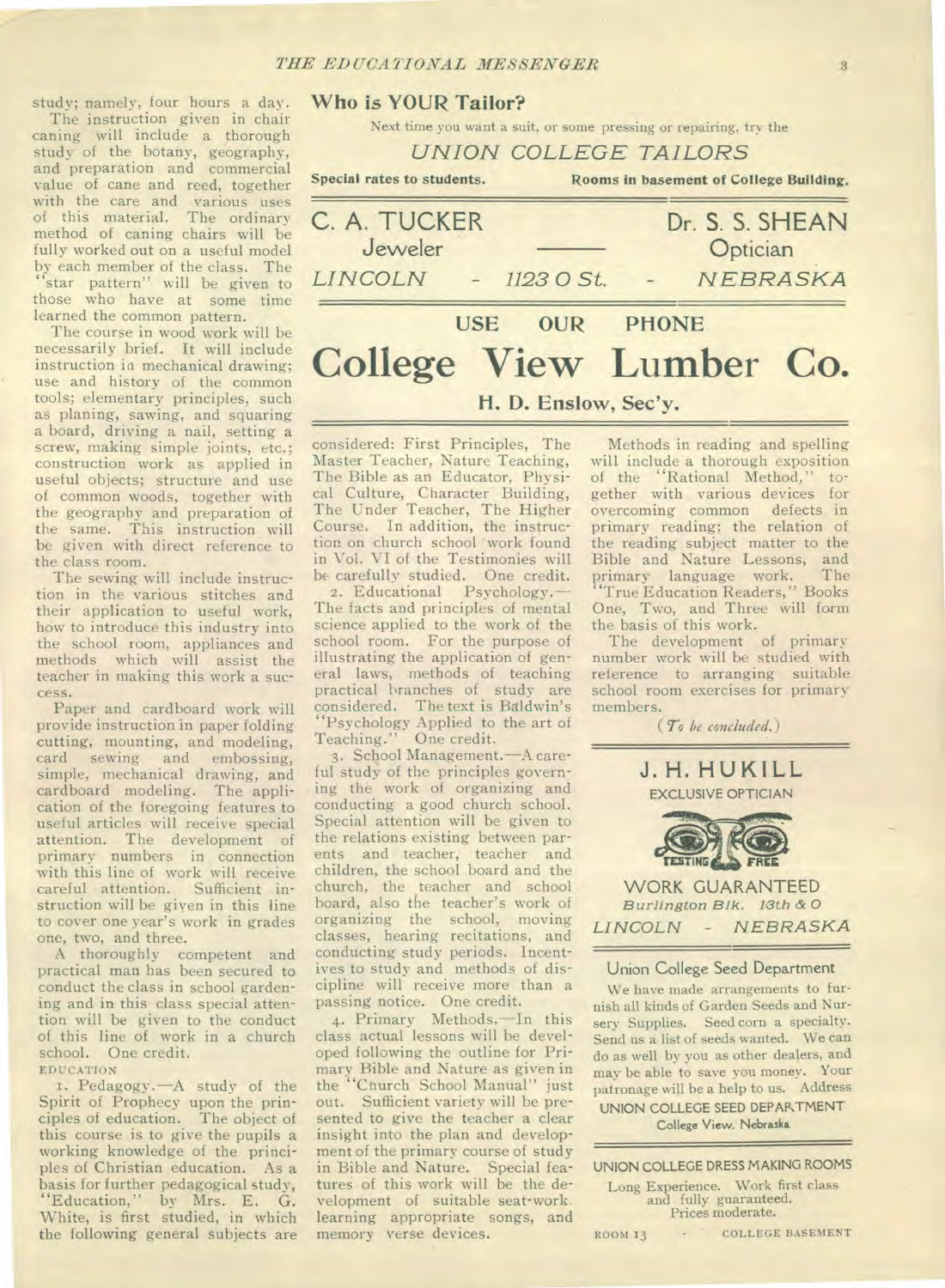study; namely, four hours a day.

The instruction given in chair caning will include a thorough study of the botany, geography, and preparation and commercial value of cane and reed, together with the care and various uses of this material. The ordinary method of caning chairs will be fully worked out on a useful model by each member of the class. The "star pattern" will be given to those who have at some time learned the common pattern.

The course in wood work will be necessarily brief. It will include instruction in mechanical drawing; use and history of the common tools; elementary principles, such as planing, sawing, and squaring a board, driving a nail, setting a screw, making simple joints, etc.; construction work as applied in useful objects; structure and use of common woods, together with the geography and preparation of the same. This instruction will be given with direct reference to the class room.

The sewing will include instruction in the various stitches and their application to useful work, how to introduce this industry into the school room, appliances and methods which will assist the teacher in making this work a success.

Paper and cardboard work will provide instruction in paper folding cutting, mounting, and modeling, card sewing and embossing, simple, mechanical drawing, and cardboard modeling. The application of the foregoing features to useful articles will receive special attention. The development of primary numbers in connection with this line of work will receive careful attention. Sufficient instruction will be given in this line to cover one year's work in grades one, two, and three.

A thoroughly competent and practical man has been secured to conduct the class in school gardening and in this class special attention will be given to the conduct of this line of work in a church school. One credit.

EDUCATION

1. Pedagogy.—A study of the Spirit of Prophecy upon the principles of education. The object of this course is to give the pupils a working knowledge of the principles of Christian education. As a basis for further pedagogical study, "Education," by Mrs. E. G. White, is first studied, in which the following general subjects are considered: First Principles, The Master Teacher, Nature Teaching, The Bible as an Educator, Physical Culture, Character Building, The Under Teacher, The Higher Course. In addition, the instruction on church school work found in Vol. VI of the Testimonies will be carefully studied. One credit.

2. Educational Psychology.—The facts and principles of mental science applied to the work of the school room. For the purpose of illustrating the application of general laws, methods of teaching practical branches of study are considered. The text is Baldwin's "Psychology Applied to the art of Teaching." One credit.

3. School Management.—A careful study of the principles governing the work of organizing and conducting a good church school. Special attention will be given to the relations existing between parents and teacher, teacher and children, the school board and the church, the teacher and school board, also the teacher's work of organizing the school, moving classes, hearing recitations, and conducting study periods. Incentives to study and methods of discipline will receive more than a passing notice. One credit.

4. Primary Methods.—In this class actual lessons will be developed following the outline for Primary Bible and Nature as given in the "Church School Manual" just out. Sufficient variety will be presented to give the teacher a clear insight into the plan and development of the primary course of study in Bible and Nature. Special features of this work will be the development of suitable seat-work, learning appropriate songs, and memory verse devices.

Methods in reading and spelling will include a thorough exposition of the "Rational Method," together with various devices for overcoming common defects in primary reading; the relation of the reading subject matter to the Bible and Nature Lessons, and primary language work. The "True Education Readers," Books One, Two, and Three will form the basis of this work.

The development of primary number work will be studied with reference to arranging suitable school room exercises for primary members.

*(To be concluded.)*

---

**Who is YOUR Tailor?**

Next time you want a suit, or some pressing or repairing, try the

*UNION COLLEGE TAILORS*

**Special rates to students.** **Rooms in basement of College Building.**

---

C. A. TUCKER
Jeweler

Dr. S. S. SHEAN
Optician

*LINCOLN* - *1123 O St.* - *NEBRASKA*

---

**USE OUR PHONE**

# College View Lumber Co.

**H. D. Enslow, Sec'y.**

---

**J. H. HUKILL**

EXCLUSIVE OPTICIAN

TESTING FREE

WORK GUARANTEED

*Burlington Blk. 13th & O*

*LINCOLN - NEBRASKA*

---

**Union College Seed Department**

We have made arrangements to furnish all kinds of Garden Seeds and Nursery Supplies. Seed corn a specialty. Send us a list of seeds wanted. We can do as well by you as other dealers, and may be able to save you money. Your patronage will be a help to us. Address

UNION COLLEGE SEED DEPARTMENT
College View, Nebraska

---

UNION COLLEGE DRESS MAKING ROOMS

Long Experience. Work first class and fully guaranteed. Prices moderate.

ROOM 13 - COLLEGE BASEMENT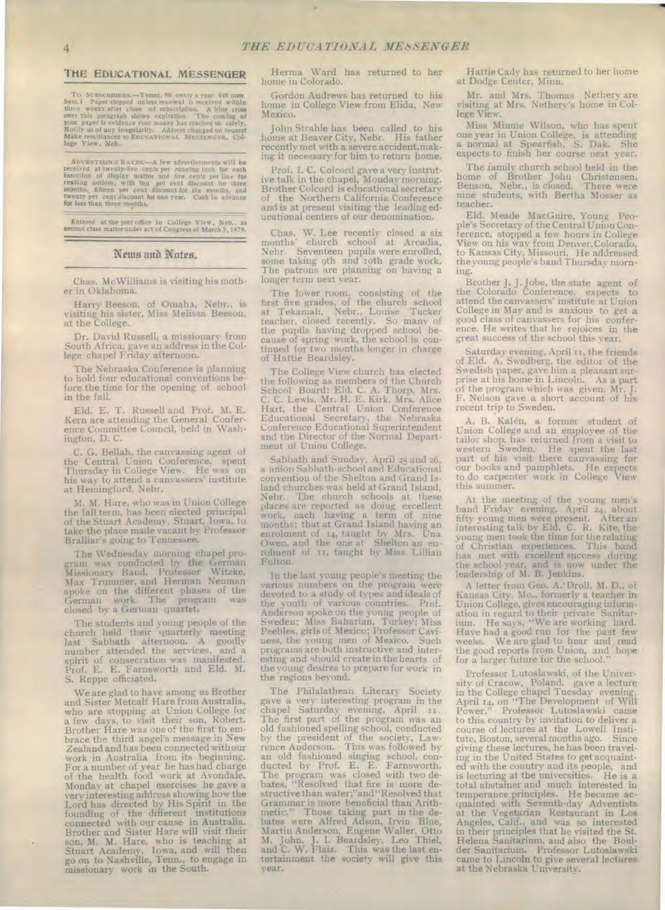## THE EDUCATIONAL MESSENGER

TO SUBSCRIBERS.—Terms, 50 cents a year (48 numbers.) Paper stopped unless renewal is received within three weeks after close of subscription. A blue cross over this paragraph shows expiration. The coming of your paper is evidence your money has reached us safely. Notify us of any irregularity. Address changed on request. Make remittances to EDUCATIONAL MESSENGER, College View, Neb.

ADVERTISING RATES.—A few advertisements will be received at twenty-five cents per running inch for each insertion of display matter and five cents per line for reading notices, with ten per cent discount for three months, fifteen per cent discount for six months, and twenty per cent discount for one year. Cash in advance for less than three months.

Entered at the post office in College View, Neb., as second class matter under act of Congress of March 3, 1879.

## News and Notes.

Chas. McWilliams is visiting his mother in Oklahoma.

Harry Beeson, of Omaha, Nebr., is visiting his sister, Miss Melissa Beeson, at the College.

Dr. David Russell, a missionary from South Africa, gave an address in the College chapel Friday afternoon.

The Nebraska Conference is planning to hold four educational conventions before the time for the opening of school in the fall.

Eld. E. T. Russell and Prof. M. E. Kern are attending the General Conference Committee Council, held in Washington, D. C.

C. G. Bellah, the canvassing agent of the Central Union Conference, spent Thursday in College View. He was on his way to attend a canvassers' institute at Hemingford, Nebr.

M. M. Hare, who was in Union College the fall term, has been elected principal of the Stuart Academy, Stuart, Iowa, to take the place made vacant by Professor Bralliar's going to Tennessee.

The Wednesday morning chapel program was conducted by the German Missionary Band. Professor Witzke, Max Trummer, and Herman Neuman spoke on the different phases of the German work. The program was closed by a German quartet.

The students and young people of the church held their quarterly meeting last Sabbath afternoon. A goodly number attended the services, and a spirit of consecration was manifested. Prof. E. E. Farnsworth and Eld. M. S. Reppe officiated.

We are glad to have among us Brother and Sister Metcalf Hare from Australia, who are stopping at Union College for a few days, to visit their son, Robert. Brother Hare was one of the first to embrace the third angel's message in New Zealand and has been connected with our work in Australia from its beginning. For a number of year he has had charge of the health food work at Avondale. Monday at chapel exercises he gave a very interesting address showing how the Lord has directed by His Spirit in the founding of the different institutions connected with our cause in Australia. Brother and Sister Hare will visit their son, M. M. Hare, who is teaching at Stuart Academy, Iowa, and will then go on to Nashville, Tenn., to engage in missionary work in the South.

Herma Ward has returned to her home in Colorado.

Gordon Andrews has returned to his home in College View from Elida, New Mexico.

John Strahle has been called to his home at Beaver City, Nebr. His father recently met with a severe accident, making it necessary for him to return home.

Prof. I. C. Colcord gave a very instructive talk in the chapel, Monday morning. Brother Colcord is educational secretary of the Northern California Conference and is at present visiting the leading educational centers of our denomination.

Chas. W. Lee recently closed a six months' church school at Arcadia, Nebr. Seventeen pupils were enrolled, some taking 9th and 10th grade work. The patrons are planning on having a longer term next year.

The lower room, consisting of the first five grades, of the church school at Tekamah, Nebr., Louise Tucker teacher, closed recently. So many of the pupils having dropped school because of spring work, the school is continued for two months longer in charge of Hattie Beardsley.

The College View church has elected the following as members of the Church School Board: Eld. C. A. Thorp, Mrs. C. C. Lewis, Mr. H. E. Kirk, Mrs. Alice Hart, the Central Union Conference Educational Secretary, the Nebraska Conference Educational Superintendent and the Director of the Normal Department of Union College.

Sabbath and Sunday, April 25 and 26, a union Sabbath-school and Educational convention of the Shelton and Grand Island churches was held at Grand Island, Nebr. The church schools at these places are reported as doing excellent work, each having a term of nine months; that at Grand Island having an enrolment of 14, taught by Mrs. Una Owen, and the one at Shelton an enrolment of 11, taught by Miss Lillian Fulton.

In the last young people's meeting the various numbers on the program were devoted to a study of types and ideals of the youth of various countries. Prof. Anderson spoke on the young people of Sweden; Miss Baharian, Turkey; Miss Peebles, girls of Mexico; Professor Caviness, the young men of Mexico. Such programs are both instructive and interesting and should create in the hearts of the young desires to prepare for work in the regions beyond.

The Philalathean Literary Society gave a very interesting program in the chapel Saturday evening, April 11. The first part of the program was an old fashioned spelling school, conducted by the president of the society, Lawrence Anderson. This was followed by an old fashioned singing school, conducted by Prof. E. E. Farnsworth. The program was closed with two debates, "Resolved that fire is more destructive than water;" and "Resolved that Grammar is more beneficial than Arithmetic." Those taking part in the debates were Alfred Adson, Irvin Blue, Martin Anderson, Eugene Waller, Otto M. John, J. I. Beardsley, Leo Thiel, and C. W. Flaiz. This was the last entertainment the society will give this year.

Hattie Cady has returned to her home at Dodge Center, Minn.

Mr. and Mrs. Thomas Nethery are visiting at Mrs. Nethery's home in College View.

Miss Minnie Wilson, who has spent one year in Union College, is attending a normal at Spearfish, S. Dak. She expects to finish her course next year.

The family church school held in the home of Brother John Christensen, Benson, Nebr., is closed. There were nine students, with Bertha Mosser as teacher.

Eld. Meade MacGuire, Young People's Secretary of the Central Union Conference, stopped a few hours in College View on his way from Denver, Colorado, to Kansas City, Missouri. He addressed the young people's band Thursday morning.

Brother J. J. Jobe, the state agent of the Colorado Conference, expects to attend the canvassers' institute at Union College in May and is anxious to get a good class of canvassers for his conference. He writes that he rejoices in the great success of the school this year.

Saturday evening, April 11, the friends of Eld. A. Swedberg, the editor of the Swedish paper, gave him a pleasant surprise at his home in Lincoln. As a part of the program which was given, Mr. J. F. Nelson gave a short account of his recent trip to Sweden.

A. B. Kalén, a former student of Union College and an employee of the tailor shop, has returned from a visit to western Sweden. He spent the last part of his visit there canvassing for our books and pamphlets. He expects to do carpenter work in College View this summer.

At the meeting of the young men's band Friday evening, April 24, about fifty young men were present. After an interesting talk by Eld. C. R. Kite, the young men took the time for the relating of Christian experiences. This band has met with excellent success during the school year, and is now under the leadership of M. B. Jenkins.

A letter from Geo. A. Droll, M. D., of Kansas City, Mo., formerly a teacher in Union College, gives encouraging information in regard to their private Sanitarium. He says, "We are working hard. Have had a good run for the past few weeks. We are glad to hear and read the good reports from Union, and hope for a larger future for the school."

Professor Lutoslawski, of the University of Cracow, Poland, gave a lecture in the College chapel Tuesday evening, April 14, on "The Development of Will Power." Professor Lutoslawski came to this country by invitation to deliver a course of lectures at the Lowell Institute, Boston, several months ago. Since giving these lectures, he has been traveling in the United States to get acquainted with the country and its people, and is lecturing at the universities. He is a total abstainer and much interested in temperance principles. He became acquainted with Seventh-day Adventists at the Vegetarian Restaurant in Los Angeles, Calif., and was so interested in their principles that he visited the St. Helena Sanitarium, and also the Boulder Sanitarium. Professor Lutoslawski came to Lincoln to give several lectures at the Nebraska University.